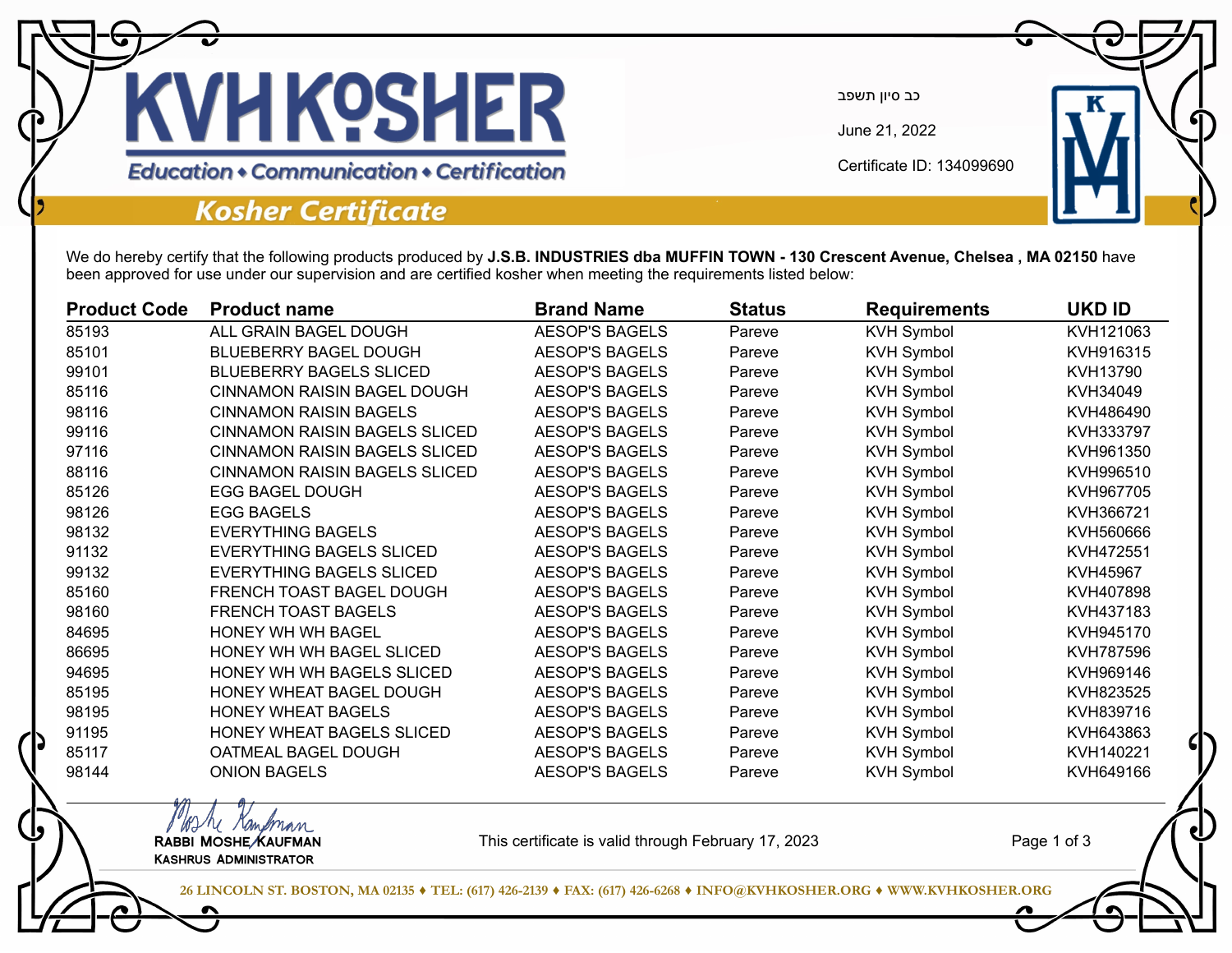# KVH KOSHER

*Education • Communication • Certification*

## Kosher Certificate

כב סיון תשפב

June 21, 2022

Certificate ID: 134099690

We do hereby certify that the following products produced by **J.S.B. INDUSTRIES dba MUFFIN TOWN - 130 Crescent Avenue, Chelsea , MA 02150** have been approved for use under our supervision and are certified kosher when meeting the requirements listed below:

| Product Code | Product name | Brand Name | Status | Requirements | UKD ID |
|---|---|---|---|---|---|
| 85193 | ALL GRAIN BAGEL DOUGH | AESOP'S BAGELS | Pareve | KVH Symbol | KVH121063 |
| 85101 | BLUEBERRY BAGEL DOUGH | AESOP'S BAGELS | Pareve | KVH Symbol | KVH916315 |
| 99101 | BLUEBERRY BAGELS SLICED | AESOP'S BAGELS | Pareve | KVH Symbol | KVH13790 |
| 85116 | CINNAMON RAISIN BAGEL DOUGH | AESOP'S BAGELS | Pareve | KVH Symbol | KVH34049 |
| 98116 | CINNAMON RAISIN BAGELS | AESOP'S BAGELS | Pareve | KVH Symbol | KVH486490 |
| 99116 | CINNAMON RAISIN BAGELS SLICED | AESOP'S BAGELS | Pareve | KVH Symbol | KVH333797 |
| 97116 | CINNAMON RAISIN BAGELS SLICED | AESOP'S BAGELS | Pareve | KVH Symbol | KVH961350 |
| 88116 | CINNAMON RAISIN BAGELS SLICED | AESOP'S BAGELS | Pareve | KVH Symbol | KVH996510 |
| 85126 | EGG BAGEL DOUGH | AESOP'S BAGELS | Pareve | KVH Symbol | KVH967705 |
| 98126 | EGG BAGELS | AESOP'S BAGELS | Pareve | KVH Symbol | KVH366721 |
| 98132 | EVERYTHING BAGELS | AESOP'S BAGELS | Pareve | KVH Symbol | KVH560666 |
| 91132 | EVERYTHING BAGELS SLICED | AESOP'S BAGELS | Pareve | KVH Symbol | KVH472551 |
| 99132 | EVERYTHING BAGELS SLICED | AESOP'S BAGELS | Pareve | KVH Symbol | KVH45967 |
| 85160 | FRENCH TOAST BAGEL DOUGH | AESOP'S BAGELS | Pareve | KVH Symbol | KVH407898 |
| 98160 | FRENCH TOAST BAGELS | AESOP'S BAGELS | Pareve | KVH Symbol | KVH437183 |
| 84695 | HONEY WH WH BAGEL | AESOP'S BAGELS | Pareve | KVH Symbol | KVH945170 |
| 86695 | HONEY WH WH BAGEL SLICED | AESOP'S BAGELS | Pareve | KVH Symbol | KVH787596 |
| 94695 | HONEY WH WH BAGELS SLICED | AESOP'S BAGELS | Pareve | KVH Symbol | KVH969146 |
| 85195 | HONEY WHEAT BAGEL DOUGH | AESOP'S BAGELS | Pareve | KVH Symbol | KVH823525 |
| 98195 | HONEY WHEAT BAGELS | AESOP'S BAGELS | Pareve | KVH Symbol | KVH839716 |
| 91195 | HONEY WHEAT BAGELS SLICED | AESOP'S BAGELS | Pareve | KVH Symbol | KVH643863 |
| 85117 | OATMEAL BAGEL DOUGH | AESOP'S BAGELS | Pareve | KVH Symbol | KVH140221 |
| 98144 | ONION BAGELS | AESOP'S BAGELS | Pareve | KVH Symbol | KVH649166 |

RABBI MOSHE KAUFMAN
KASHRUS ADMINISTRATOR

This certificate is valid through February 17, 2023

26 LINCOLN ST. BOSTON, MA 02135 ♦ TEL: (617) 426-2139 ♦ FAX: (617) 426-6268 ♦ INFO@KVHKOSHER.ORG ♦ WWW.KVHKOSHER.ORG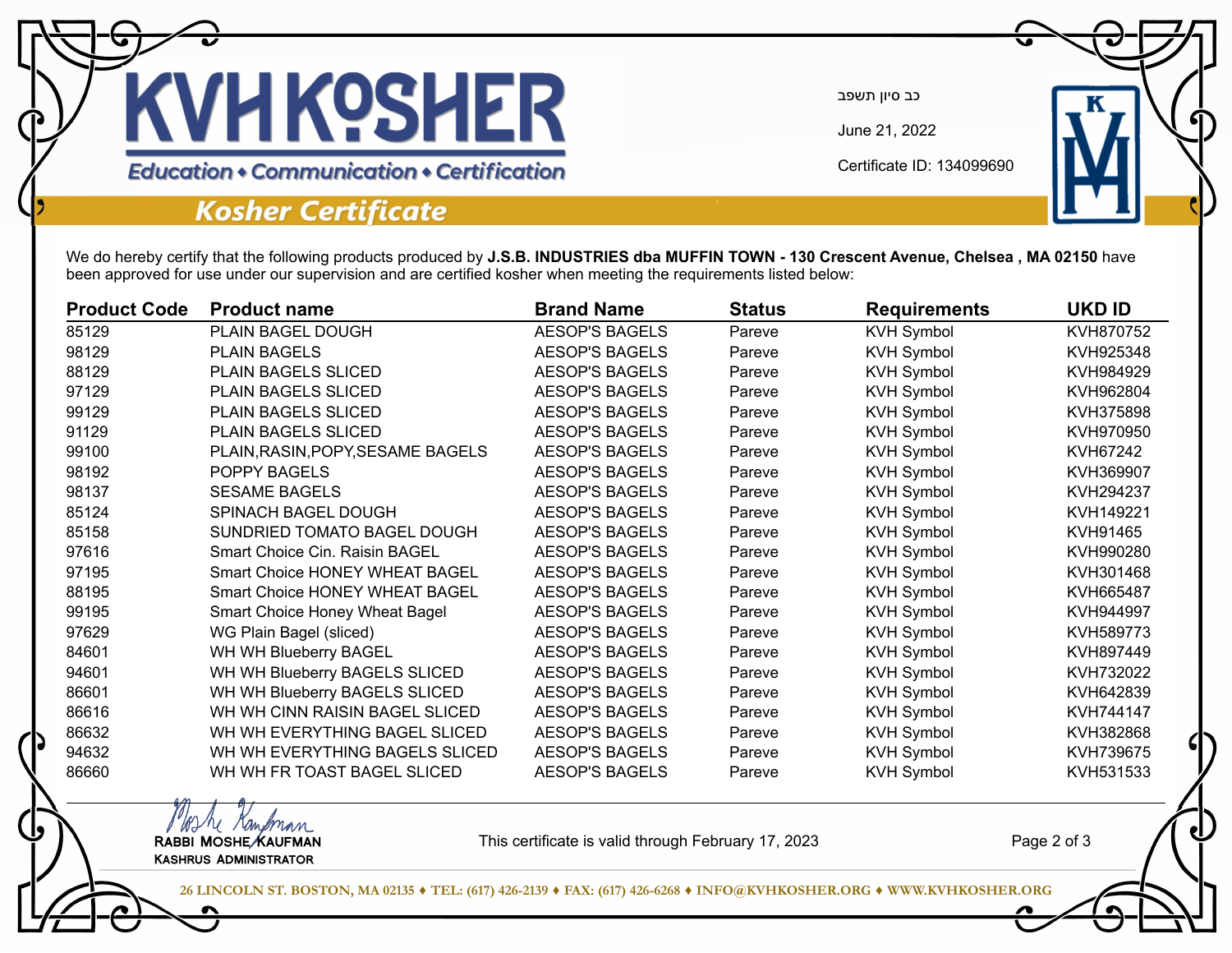# KVH KOSHER

*Education • Communication • Certification*

## Kosher Certificate

כב סיון תשפב

June 21, 2022

Certificate ID: 134099690

We do hereby certify that the following products produced by **J.S.B. INDUSTRIES dba MUFFIN TOWN - 130 Crescent Avenue, Chelsea , MA 02150** have been approved for use under our supervision and are certified kosher when meeting the requirements listed below:

| Product Code | Product name | Brand Name | Status | Requirements | UKD ID |
|---|---|---|---|---|---|
| 85129 | PLAIN BAGEL DOUGH | AESOP'S BAGELS | Pareve | KVH Symbol | KVH870752 |
| 98129 | PLAIN BAGELS | AESOP'S BAGELS | Pareve | KVH Symbol | KVH925348 |
| 88129 | PLAIN BAGELS SLICED | AESOP'S BAGELS | Pareve | KVH Symbol | KVH984929 |
| 97129 | PLAIN BAGELS SLICED | AESOP'S BAGELS | Pareve | KVH Symbol | KVH962804 |
| 99129 | PLAIN BAGELS SLICED | AESOP'S BAGELS | Pareve | KVH Symbol | KVH375898 |
| 91129 | PLAIN BAGELS SLICED | AESOP'S BAGELS | Pareve | KVH Symbol | KVH970950 |
| 99100 | PLAIN,RASIN,POPY,SESAME BAGELS | AESOP'S BAGELS | Pareve | KVH Symbol | KVH67242 |
| 98192 | POPPY BAGELS | AESOP'S BAGELS | Pareve | KVH Symbol | KVH369907 |
| 98137 | SESAME BAGELS | AESOP'S BAGELS | Pareve | KVH Symbol | KVH294237 |
| 85124 | SPINACH BAGEL DOUGH | AESOP'S BAGELS | Pareve | KVH Symbol | KVH149221 |
| 85158 | SUNDRIED TOMATO BAGEL DOUGH | AESOP'S BAGELS | Pareve | KVH Symbol | KVH91465 |
| 97616 | Smart Choice Cin. Raisin BAGEL | AESOP'S BAGELS | Pareve | KVH Symbol | KVH990280 |
| 97195 | Smart Choice HONEY WHEAT BAGEL | AESOP'S BAGELS | Pareve | KVH Symbol | KVH301468 |
| 88195 | Smart Choice HONEY WHEAT BAGEL | AESOP'S BAGELS | Pareve | KVH Symbol | KVH665487 |
| 99195 | Smart Choice Honey Wheat Bagel | AESOP'S BAGELS | Pareve | KVH Symbol | KVH944997 |
| 97629 | WG Plain Bagel (sliced) | AESOP'S BAGELS | Pareve | KVH Symbol | KVH589773 |
| 84601 | WH WH Blueberry BAGEL | AESOP'S BAGELS | Pareve | KVH Symbol | KVH897449 |
| 94601 | WH WH Blueberry BAGELS SLICED | AESOP'S BAGELS | Pareve | KVH Symbol | KVH732022 |
| 86601 | WH WH Blueberry BAGELS SLICED | AESOP'S BAGELS | Pareve | KVH Symbol | KVH642839 |
| 86616 | WH WH CINN RAISIN BAGEL SLICED | AESOP'S BAGELS | Pareve | KVH Symbol | KVH744147 |
| 86632 | WH WH EVERYTHING BAGEL SLICED | AESOP'S BAGELS | Pareve | KVH Symbol | KVH382868 |
| 94632 | WH WH EVERYTHING BAGELS SLICED | AESOP'S BAGELS | Pareve | KVH Symbol | KVH739675 |
| 86660 | WH WH FR TOAST BAGEL SLICED | AESOP'S BAGELS | Pareve | KVH Symbol | KVH531533 |

Moshe Kaufman
RABBI MOSHE KAUFMAN
KASHRUS ADMINISTRATOR

This certificate is valid through February 17, 2023

26 LINCOLN ST. BOSTON, MA 02135 ♦ TEL: (617) 426-2139 ♦ FAX: (617) 426-6268 ♦ INFO@KVHKOSHER.ORG ♦ WWW.KVHKOSHER.ORG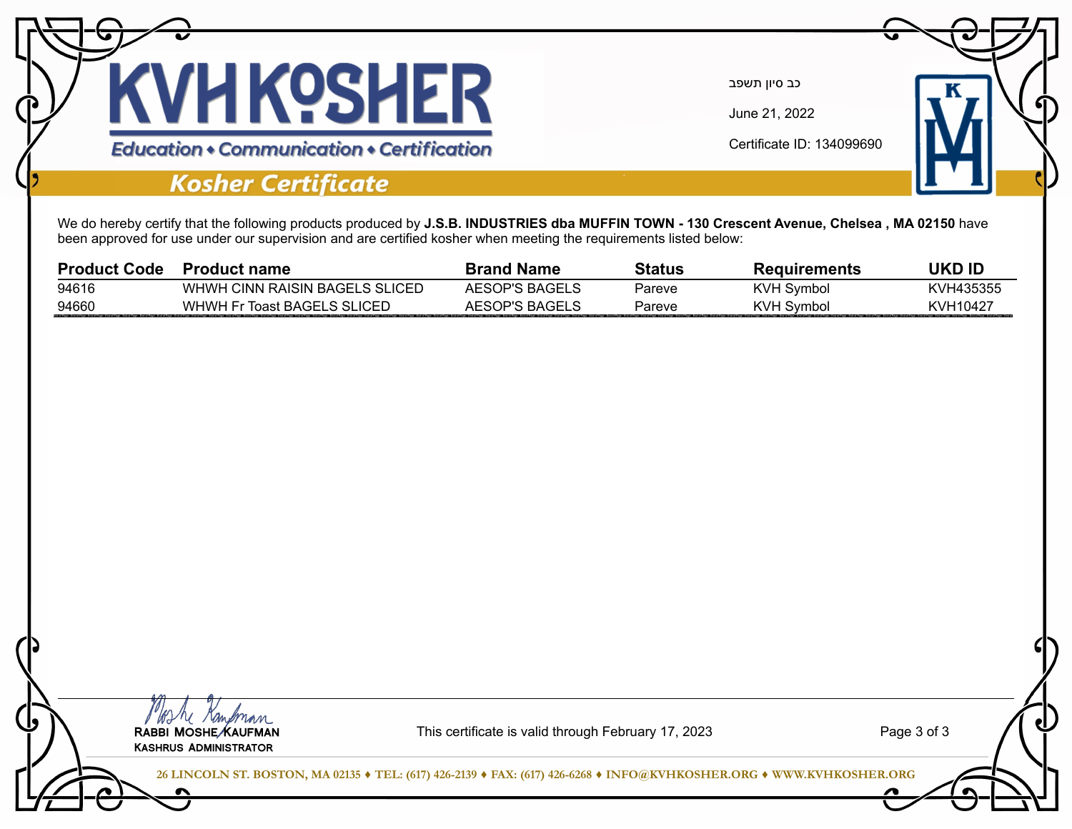# KVH KOSHER

Education • Communication • Certification

## Kosher Certificate

כב סיון תשפב

June 21, 2022

Certificate ID: 134099690

We do hereby certify that the following products produced by **J.S.B. INDUSTRIES dba MUFFIN TOWN - 130 Crescent Avenue, Chelsea , MA 02150** have been approved for use under our supervision and are certified kosher when meeting the requirements listed below:

| Product Code | Product name | Brand Name | Status | Requirements | UKD ID |
|---|---|---|---|---|---|
| 94616 | WHWH CINN RAISIN BAGELS SLICED | AESOP'S BAGELS | Pareve | KVH Symbol | KVH435355 |
| 94660 | WHWH Fr Toast BAGELS SLICED | AESOP'S BAGELS | Pareve | KVH Symbol | KVH10427 |

Moshe Kaufman

RABBI MOSHE KAUFMAN
KASHRUS ADMINISTRATOR

This certificate is valid through February 17, 2023

26 LINCOLN ST. BOSTON, MA 02135 ♦ TEL: (617) 426-2139 ♦ FAX: (617) 426-6268 ♦ INFO@KVHKOSHER.ORG ♦ WWW.KVHKOSHER.ORG